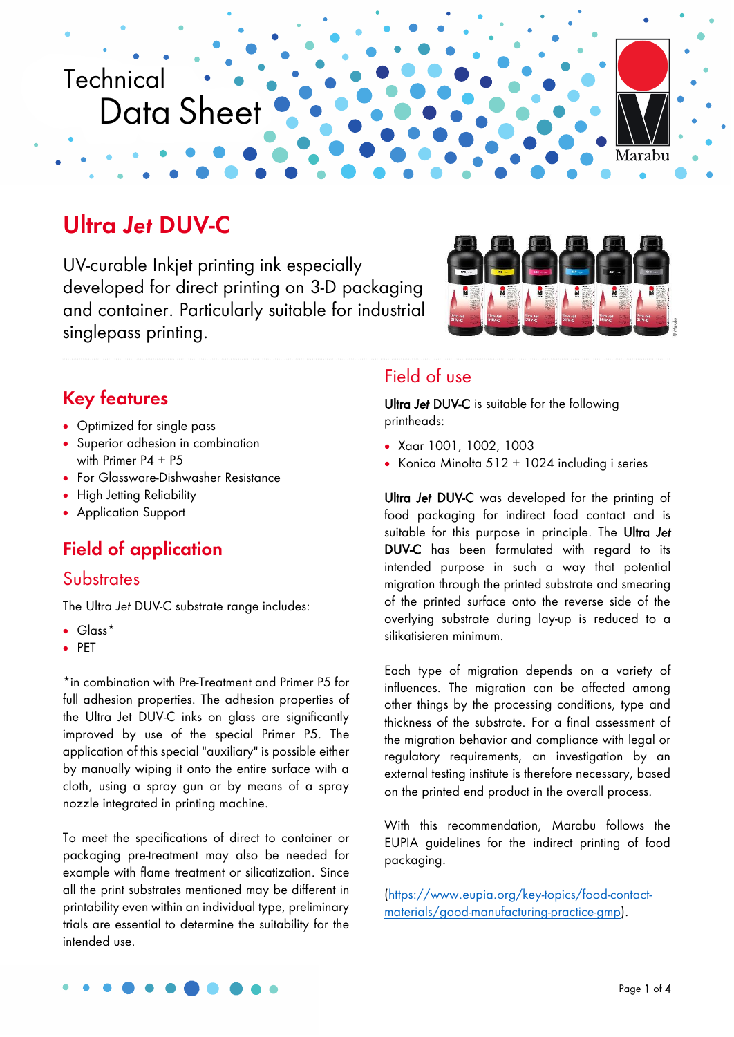Technical Data Sheet

# Ultra *Jet* DUV-C

UV-curable Inkjet printing ink especially developed for direct printing on 3-D packaging and container. Particularly suitable for industrial singlepass printing.

## Key features

- Optimized for single pass
- Superior adhesion in combination with Primer P4 + P5
- For Glassware-Dishwasher Resistance
- High Jetting Reliability
- Application Support

## Field of application

### Substrates

The Ultra *Jet* DUV-C substrate range includes:

- Glass*
- PET

*in combination with Pre-Treatment and Primer P5 for full adhesion properties. The adhesion properties of the Ultra Jet DUV-C inks on glass are significantly improved by use of the special Primer P5. The application of this special "auxiliary" is possible either by manually wiping it onto the entire surface with a cloth, using a spray gun or by means of a spray nozzle integrated in printing machine.

To meet the specifications of direct to container or packaging pre-treatment may also be needed for example with flame treatment or silicatization. Since all the print substrates mentioned may be different in printability even within an individual type, preliminary trials are essential to determine the suitability for the intended use.

## Field of use

**Ultra *Jet* DUV-C** is suitable for the following printheads:

- Xaar 1001, 1002, 1003
- Konica Minolta 512 + 1024 including i series

**Ultra *Jet* DUV-C** was developed for the printing of food packaging for indirect food contact and is suitable for this purpose in principle. The **Ultra *Jet* DUV-C** has been formulated with regard to its intended purpose in such a way that potential migration through the printed substrate and smearing of the printed surface onto the reverse side of the overlying substrate during lay-up is reduced to a silikatisieren minimum.

Each type of migration depends on a variety of influences. The migration can be affected among other things by the processing conditions, type and thickness of the substrate. For a final assessment of the migration behavior and compliance with legal or regulatory requirements, an investigation by an external testing institute is therefore necessary, based on the printed end product in the overall process.

With this recommendation, Marabu follows the EUPIA guidelines for the indirect printing of food packaging.

(https://www.eupia.org/key-topics/food-contact-materials/good-manufacturing-practice-gmp).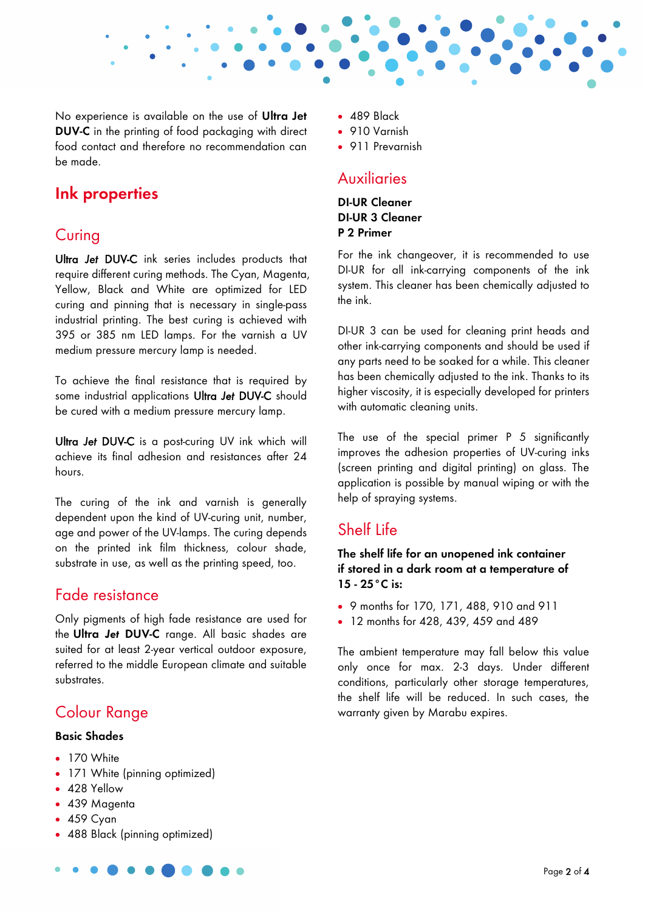No experience is available on the use of **Ultra Jet DUV-C** in the printing of food packaging with direct food contact and therefore no recommendation can be made.

# Ink properties

## Curing

**Ultra *Jet* DUV-C** ink series includes products that require different curing methods. The Cyan, Magenta, Yellow, Black and White are optimized for LED curing and pinning that is necessary in single-pass industrial printing. The best curing is achieved with 395 or 385 nm LED lamps. For the varnish a UV medium pressure mercury lamp is needed.

To achieve the final resistance that is required by some industrial applications **Ultra *Jet* DUV-C** should be cured with a medium pressure mercury lamp.

**Ultra *Jet* DUV-C** is a post-curing UV ink which will achieve its final adhesion and resistances after 24 hours.

The curing of the ink and varnish is generally dependent upon the kind of UV-curing unit, number, age and power of the UV-lamps. The curing depends on the printed ink film thickness, colour shade, substrate in use, as well as the printing speed, too.

## Fade resistance

Only pigments of high fade resistance are used for the **Ultra *Jet* DUV-C** range. All basic shades are suited for at least 2-year vertical outdoor exposure, referred to the middle European climate and suitable substrates.

## Colour Range

**Basic Shades**

- 170 White
- 171 White (pinning optimized)
- 428 Yellow
- 439 Magenta
- 459 Cyan
- 488 Black (pinning optimized)
- 489 Black
- 910 Varnish
- 911 Prevarnish

## Auxiliaries

**DI-UR Cleaner**
**DI-UR 3 Cleaner**
**P 2 Primer**

For the ink changeover, it is recommended to use DI-UR for all ink-carrying components of the ink system. This cleaner has been chemically adjusted to the ink.

DI-UR 3 can be used for cleaning print heads and other ink-carrying components and should be used if any parts need to be soaked for a while. This cleaner has been chemically adjusted to the ink. Thanks to its higher viscosity, it is especially developed for printers with automatic cleaning units.

The use of the special primer P 5 significantly improves the adhesion properties of UV-curing inks (screen printing and digital printing) on glass. The application is possible by manual wiping or with the help of spraying systems.

## Shelf Life

**The shelf life for an unopened ink container if stored in a dark room at a temperature of 15 - 25 °C is:**

- 9 months for 170, 171, 488, 910 and 911
- 12 months for 428, 439, 459 and 489

The ambient temperature may fall below this value only once for max. 2-3 days. Under different conditions, particularly other storage temperatures, the shelf life will be reduced. In such cases, the warranty given by Marabu expires.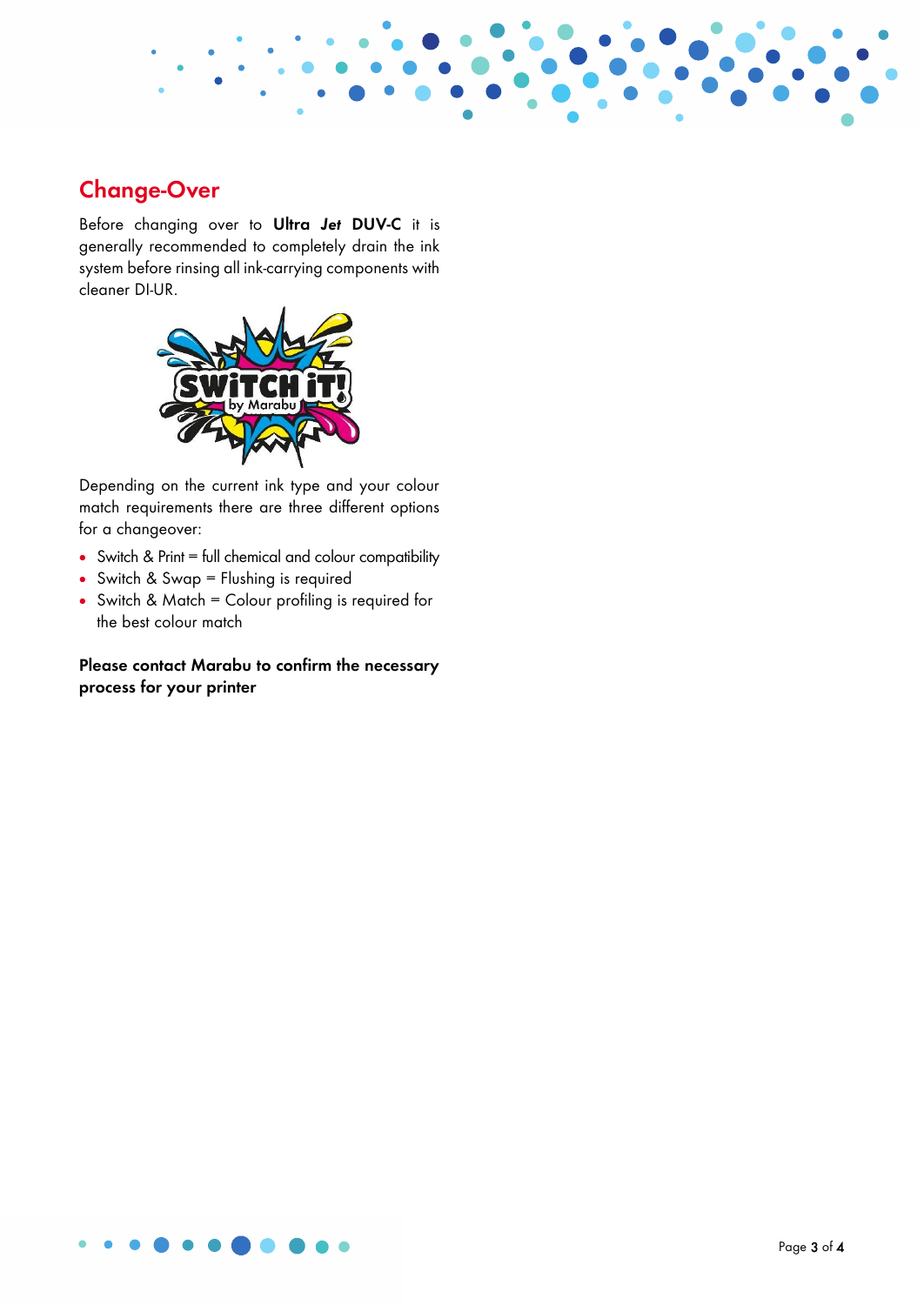## Change-Over

Before changing over to **Ultra *Jet* DUV-C** it is generally recommended to completely drain the ink system before rinsing all ink-carrying components with cleaner DI-UR.

Depending on the current ink type and your colour match requirements there are three different options for a changeover:

- Switch & Print = full chemical and colour compatibility
- Switch & Swap = Flushing is required
- Switch & Match = Colour profiling is required for the best colour match

**Please contact Marabu to confirm the necessary process for your printer**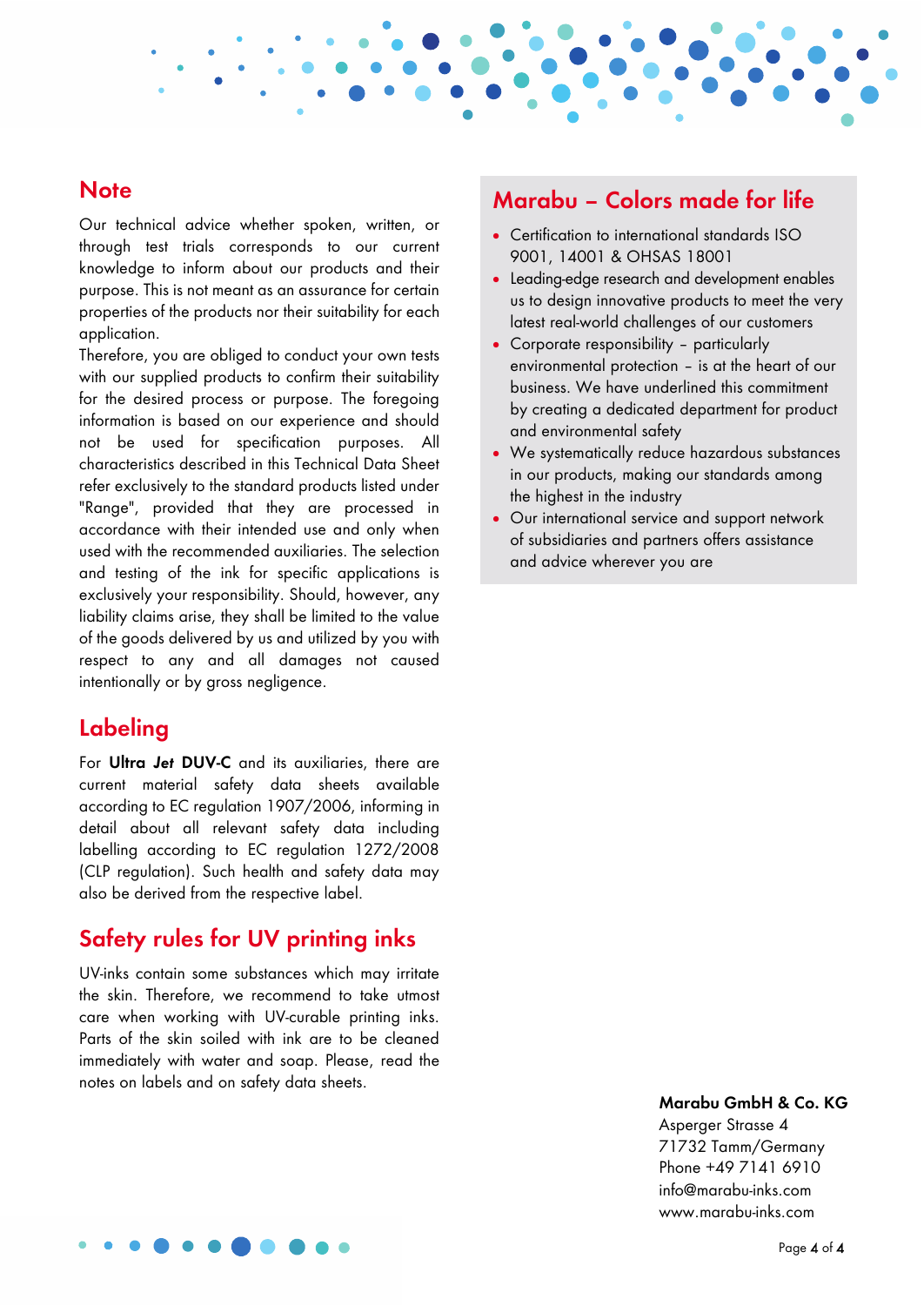## Note

Our technical advice whether spoken, written, or through test trials corresponds to our current knowledge to inform about our products and their purpose. This is not meant as an assurance for certain properties of the products nor their suitability for each application.
Therefore, you are obliged to conduct your own tests with our supplied products to confirm their suitability for the desired process or purpose. The foregoing information is based on our experience and should not be used for specification purposes. All characteristics described in this Technical Data Sheet refer exclusively to the standard products listed under "Range", provided that they are processed in accordance with their intended use and only when used with the recommended auxiliaries. The selection and testing of the ink for specific applications is exclusively your responsibility. Should, however, any liability claims arise, they shall be limited to the value of the goods delivered by us and utilized by you with respect to any and all damages not caused intentionally or by gross negligence.

## Labeling

For **Ultra *Jet* DUV-C** and its auxiliaries, there are current material safety data sheets available according to EC regulation 1907/2006, informing in detail about all relevant safety data including labelling according to EC regulation 1272/2008 (CLP regulation). Such health and safety data may also be derived from the respective label.

## Safety rules for UV printing inks

UV-inks contain some substances which may irritate the skin. Therefore, we recommend to take utmost care when working with UV-curable printing inks. Parts of the skin soiled with ink are to be cleaned immediately with water and soap. Please, read the notes on labels and on safety data sheets.

## Marabu – Colors made for life

- Certification to international standards ISO 9001, 14001 & OHSAS 18001
- Leading-edge research and development enables us to design innovative products to meet the very latest real-world challenges of our customers
- Corporate responsibility – particularly environmental protection – is at the heart of our business. We have underlined this commitment by creating a dedicated department for product and environmental safety
- We systematically reduce hazardous substances in our products, making our standards among the highest in the industry
- Our international service and support network of subsidiaries and partners offers assistance and advice wherever you are

**Marabu GmbH & Co. KG**
Asperger Strasse 4
71732 Tamm/Germany
Phone +49 7141 6910
info@marabu-inks.com
www.marabu-inks.com